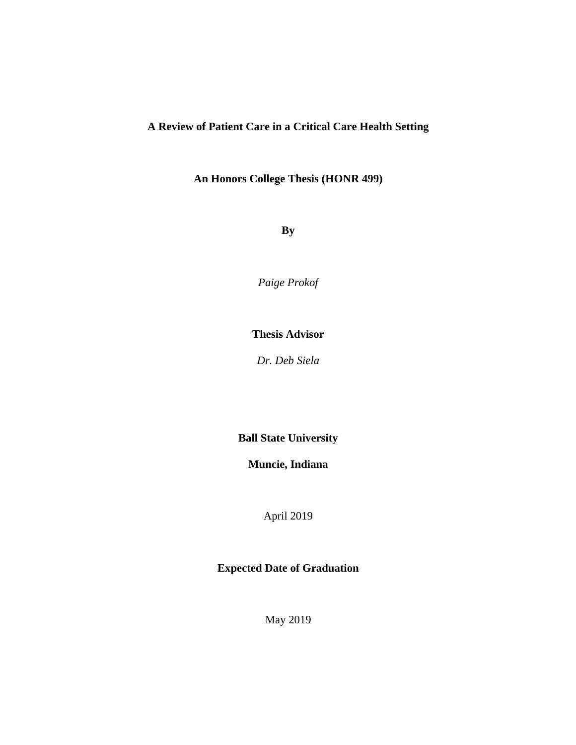**A Review of Patient Care in a Critical Care Health Setting**

**An Honors College Thesis (HONR 499)**

**By**

*Paige Prokof*

**Thesis Advisor**

*Dr. Deb Siela*

**Ball State University**

**Muncie, Indiana**

April 2019

**Expected Date of Graduation**

May 2019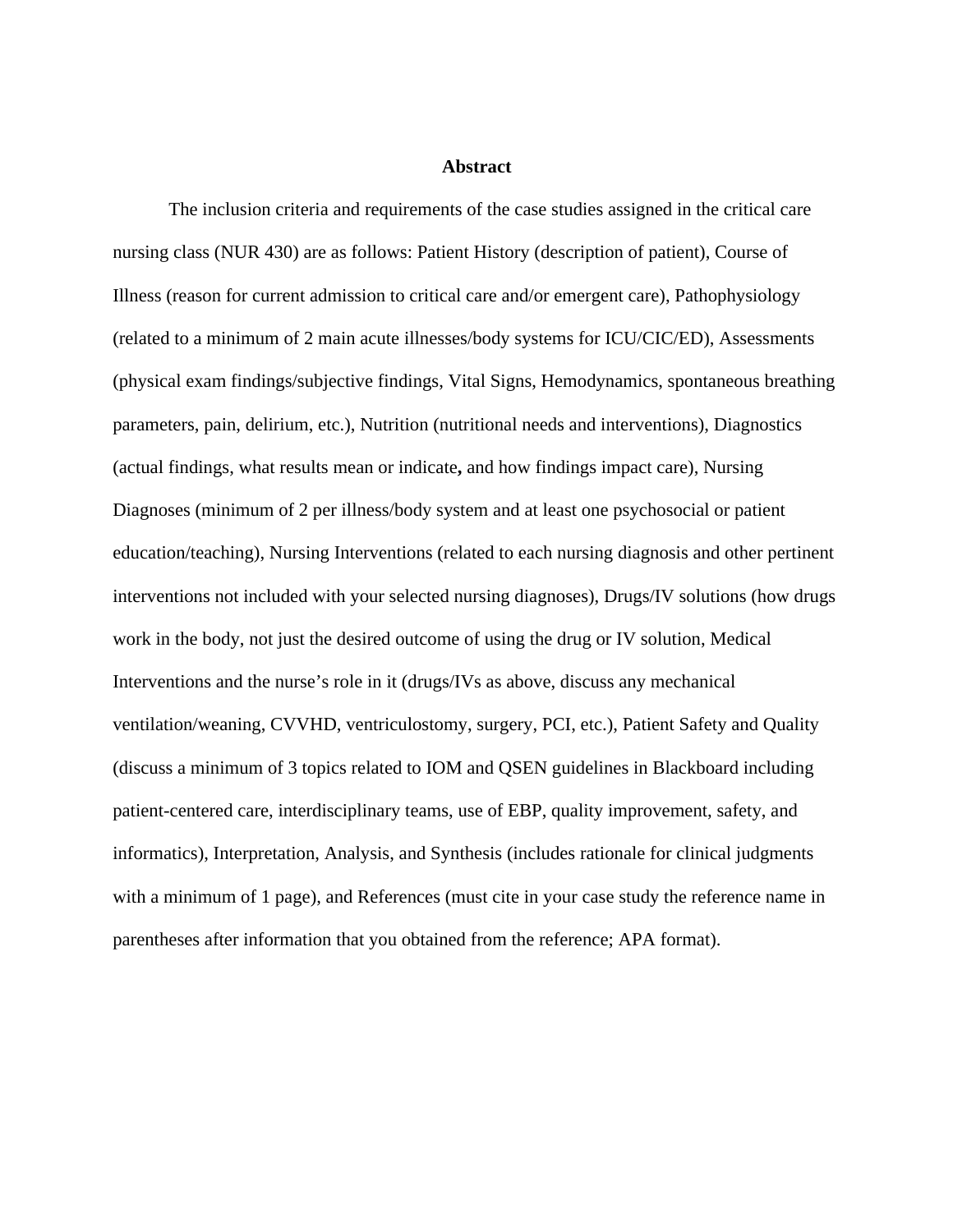**Abstract**

The inclusion criteria and requirements of the case studies assigned in the critical care nursing class (NUR 430) are as follows: Patient History (description of patient), Course of Illness (reason for current admission to critical care and/or emergent care), Pathophysiology (related to a minimum of 2 main acute illnesses/body systems for ICU/CIC/ED), Assessments (physical exam findings/subjective findings, Vital Signs, Hemodynamics, spontaneous breathing parameters, pain, delirium, etc.), Nutrition (nutritional needs and interventions), Diagnostics (actual findings, what results mean or indicate**,** and how findings impact care), Nursing Diagnoses (minimum of 2 per illness/body system and at least one psychosocial or patient education/teaching), Nursing Interventions (related to each nursing diagnosis and other pertinent interventions not included with your selected nursing diagnoses), Drugs/IV solutions (how drugs work in the body, not just the desired outcome of using the drug or IV solution, Medical Interventions and the nurse's role in it (drugs/IVs as above, discuss any mechanical ventilation/weaning, CVVHD, ventriculostomy, surgery, PCI, etc.), Patient Safety and Quality (discuss a minimum of 3 topics related to IOM and QSEN guidelines in Blackboard including patient-centered care, interdisciplinary teams, use of EBP, quality improvement, safety, and informatics), Interpretation, Analysis, and Synthesis (includes rationale for clinical judgments with a minimum of 1 page), and References (must cite in your case study the reference name in parentheses after information that you obtained from the reference; APA format).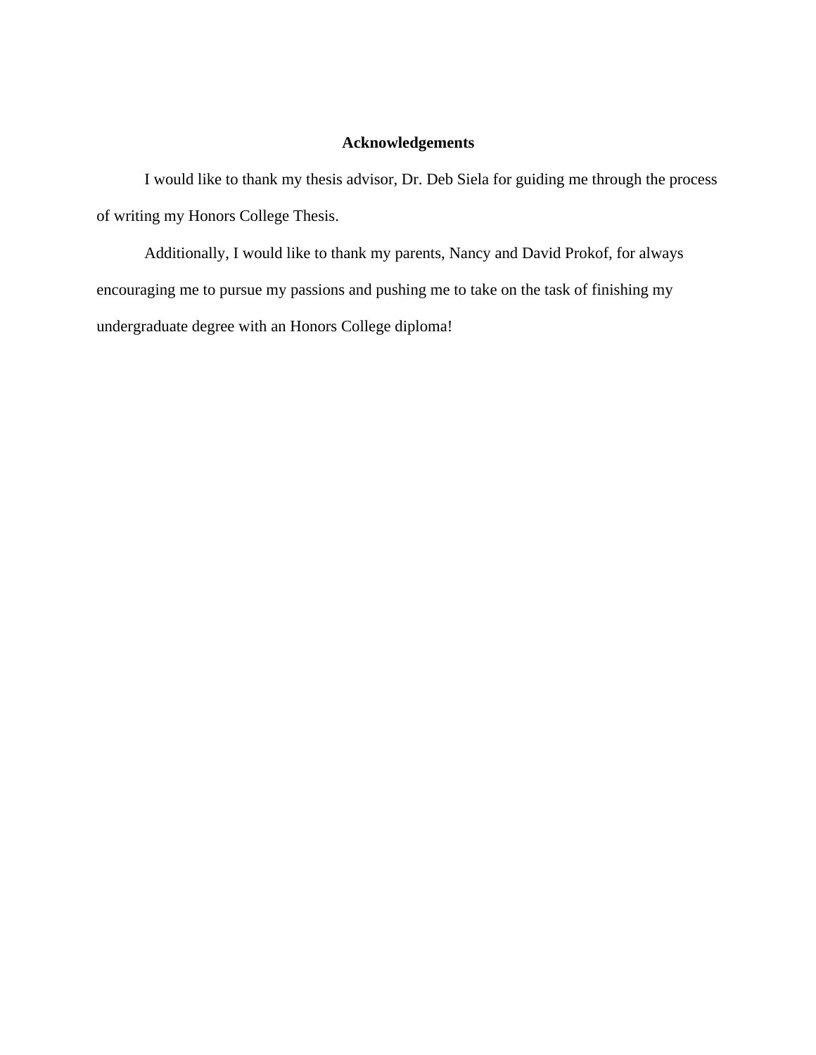# Acknowledgements

I would like to thank my thesis advisor, Dr. Deb Siela for guiding me through the process of writing my Honors College Thesis.

Additionally, I would like to thank my parents, Nancy and David Prokof, for always encouraging me to pursue my passions and pushing me to take on the task of finishing my undergraduate degree with an Honors College diploma!